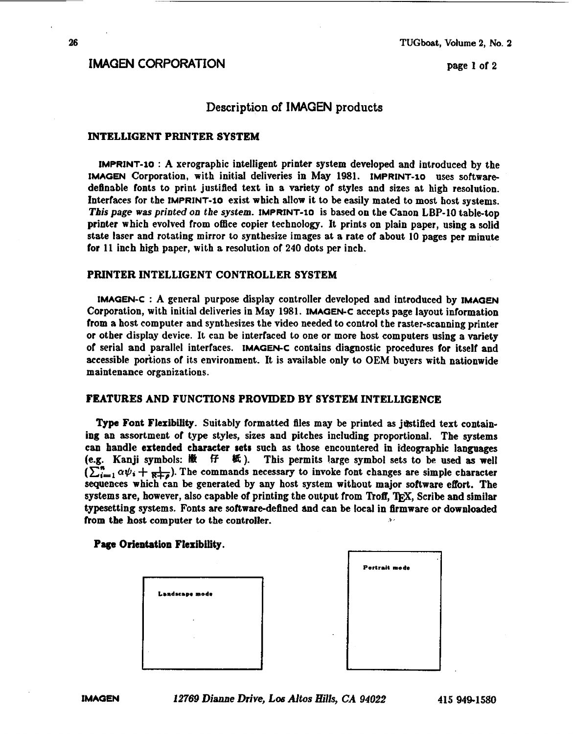# IMAGEN CORPORATION

## Description of IMAGEN products

### INTELLIGENT PRINTER SYSTEM

IMPRINT-10 : A xerographic intelligent printer system developed and introduced by the IMAGEN Corporation, with initial deliveries in May 1981. IMPRINT-10 uses software-definable fonts to print justified text in a variety of styles and sizes at high resolution. Interfaces for the IMPRINT-10 exist which allow it to be easily mated to most host systems. *This page was printed on the system.* IMPRINT-10 is based on the Canon LBP-10 table-top printer which evolved from office copier technology. It prints on plain paper, using a solid state laser and rotating mirror to synthesize images at a rate of about 10 pages per minute for 11 inch high paper, with a resolution of 240 dots per inch.

### PRINTER INTELLIGENT CONTROLLER SYSTEM

IMAGEN-C : A general purpose display controller developed and introduced by IMAGEN Corporation, with initial deliveries in May 1981. IMAGEN-C accepts page layout information from a host computer and synthesizes the video needed to control the raster-scanning printer or other display device. It can be interfaced to one or more host computers using a variety of serial and parallel interfaces. IMAGEN-C contains diagnostic procedures for itself and accessible portions of its environment. It is available only to OEM buyers with nationwide maintenance organizations.

### FEATURES AND FUNCTIONS PROVIDED BY SYSTEM INTELLIGENCE

**Type Font Flexibility**. Suitably formatted files may be printed as justified text containing an assortment of type styles, sizes and pitches including proportional. The systems can handle **extended character sets** such as those encountered in ideographic languages (e.g. Kanji symbols: 檄 仔 紙). This permits large symbol sets to be used as well ($\sum_{i=1}^{n} \alpha\psi_i + \frac{1}{\aleph+\rho}$). The commands necessary to invoke font changes are simple character sequences which can be generated by any host system without major software effort. The systems are, however, also capable of printing the output from Troff, TEX, Scribe and similar typesetting systems. Fonts are software-defined and can be local in firmware or downloaded from the host computer to the controller.

**Page Orientation Flexibility**.

Landscape mode

Portrait mode

IMAGEN 12769 Dianne Drive, Los Altos Hills, CA 94022 415 949-1580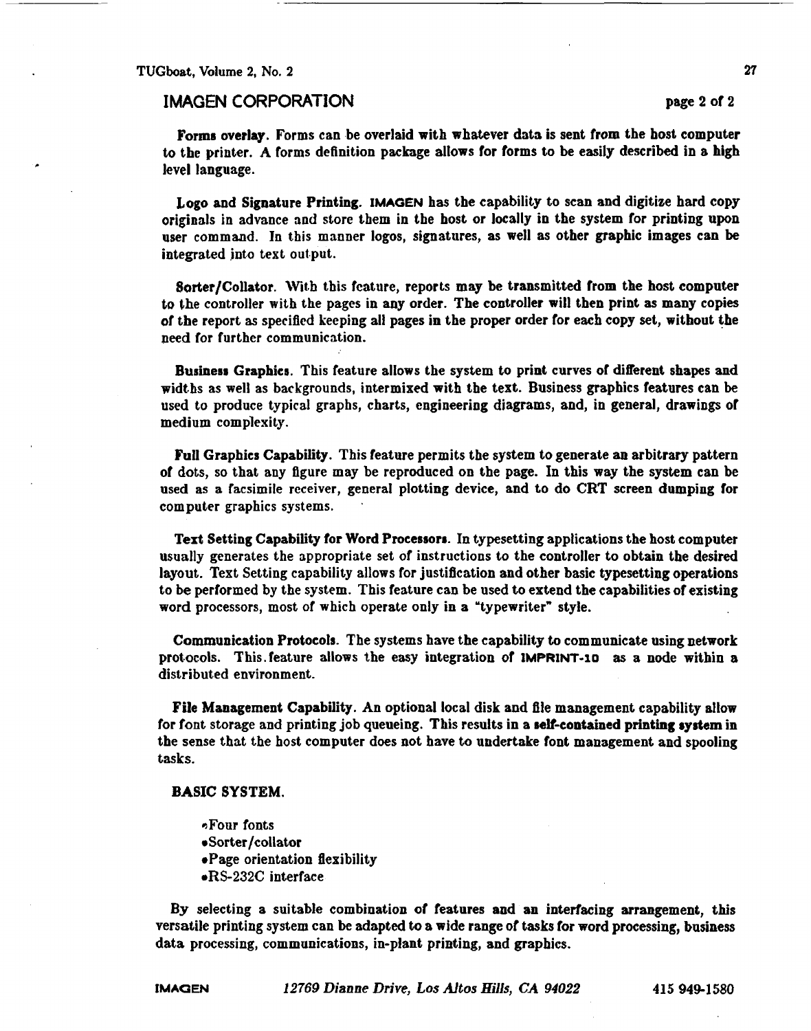## IMAGEN CORPORATION

**Forms overlay.** Forms can be overlaid with whatever data is sent from the host computer to the printer. A forms definition package allows for forms to be easily described in a high level language.

**Logo and Signature Printing.** IMAGEN has the capability to scan and digitize hard copy originals in advance and store them in the host or locally in the system for printing upon user command. In this manner logos, signatures, as well as other graphic images can be integrated into text output.

**Sorter/Collator.** With this feature, reports may be transmitted from the host computer to the controller with the pages in any order. The controller will then print as many copies of the report as specified keeping all pages in the proper order for each copy set, without the need for further communication.

**Business Graphics.** This feature allows the system to print curves of different shapes and widths as well as backgrounds, intermixed with the text. Business graphics features can be used to produce typical graphs, charts, engineering diagrams, and, in general, drawings of medium complexity.

**Full Graphics Capability.** This feature permits the system to generate an arbitrary pattern of dots, so that any figure may be reproduced on the page. In this way the system can be used as a facsimile receiver, general plotting device, and to do CRT screen dumping for computer graphics systems.

**Text Setting Capability for Word Processors.** In typesetting applications the host computer usually generates the appropriate set of instructions to the controller to obtain the desired layout. Text Setting capability allows for justification and other basic typesetting operations to be performed by the system. This feature can be used to extend the capabilities of existing word processors, most of which operate only in a "typewriter" style.

**Communication Protocols.** The systems have the capability to communicate using network protocols. This feature allows the easy integration of IMPRINT-10 as a node within a distributed environment.

**File Management Capability.** An optional local disk and file management capability allow for font storage and printing job queueing. This results in a self-contained printing system in the sense that the host computer does not have to undertake font management and spooling tasks.

**BASIC SYSTEM.**

- Four fonts
- Sorter/collator
- Page orientation flexibility
- RS-232C interface

By selecting a suitable combination of features and an interfacing arrangement, this versatile printing system can be adapted to a wide range of tasks for word processing, business data processing, communications, in-plant printing, and graphics.

IMAGEN *12769 Dianne Drive, Los Altos Hills, CA 94022* 415 949-1580